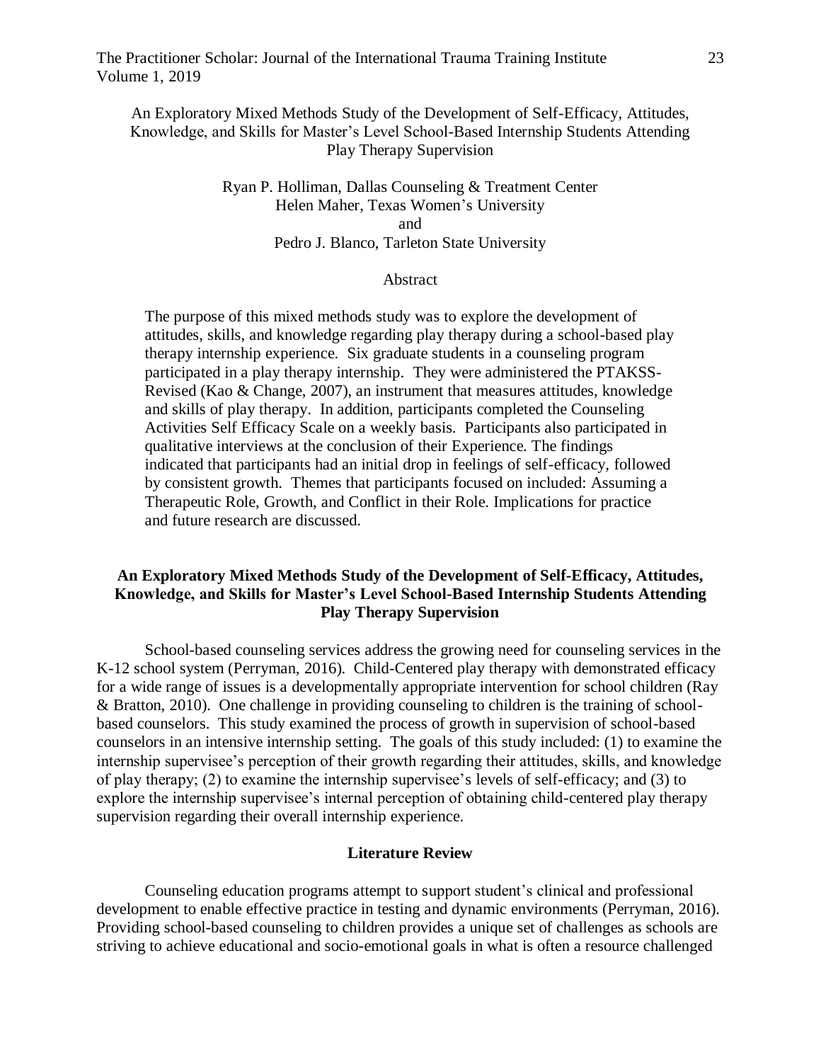# An Exploratory Mixed Methods Study of the Development of Self-Efficacy, Attitudes, Knowledge, and Skills for Master's Level School-Based Internship Students Attending Play Therapy Supervision

Ryan P. Holliman, Dallas Counseling & Treatment Center
Helen Maher, Texas Women's University
and
Pedro J. Blanco, Tarleton State University

## Abstract

The purpose of this mixed methods study was to explore the development of attitudes, skills, and knowledge regarding play therapy during a school-based play therapy internship experience. Six graduate students in a counseling program participated in a play therapy internship. They were administered the PTAKSS-Revised (Kao & Change, 2007), an instrument that measures attitudes, knowledge and skills of play therapy. In addition, participants completed the Counseling Activities Self Efficacy Scale on a weekly basis. Participants also participated in qualitative interviews at the conclusion of their Experience. The findings indicated that participants had an initial drop in feelings of self-efficacy, followed by consistent growth. Themes that participants focused on included: Assuming a Therapeutic Role, Growth, and Conflict in their Role. Implications for practice and future research are discussed.

## An Exploratory Mixed Methods Study of the Development of Self-Efficacy, Attitudes, Knowledge, and Skills for Master's Level School-Based Internship Students Attending Play Therapy Supervision

School-based counseling services address the growing need for counseling services in the K-12 school system (Perryman, 2016). Child-Centered play therapy with demonstrated efficacy for a wide range of issues is a developmentally appropriate intervention for school children (Ray & Bratton, 2010). One challenge in providing counseling to children is the training of school-based counselors. This study examined the process of growth in supervision of school-based counselors in an intensive internship setting. The goals of this study included: (1) to examine the internship supervisee's perception of their growth regarding their attitudes, skills, and knowledge of play therapy; (2) to examine the internship supervisee's levels of self-efficacy; and (3) to explore the internship supervisee's internal perception of obtaining child-centered play therapy supervision regarding their overall internship experience.

### Literature Review

Counseling education programs attempt to support student's clinical and professional development to enable effective practice in testing and dynamic environments (Perryman, 2016). Providing school-based counseling to children provides a unique set of challenges as schools are striving to achieve educational and socio-emotional goals in what is often a resource challenged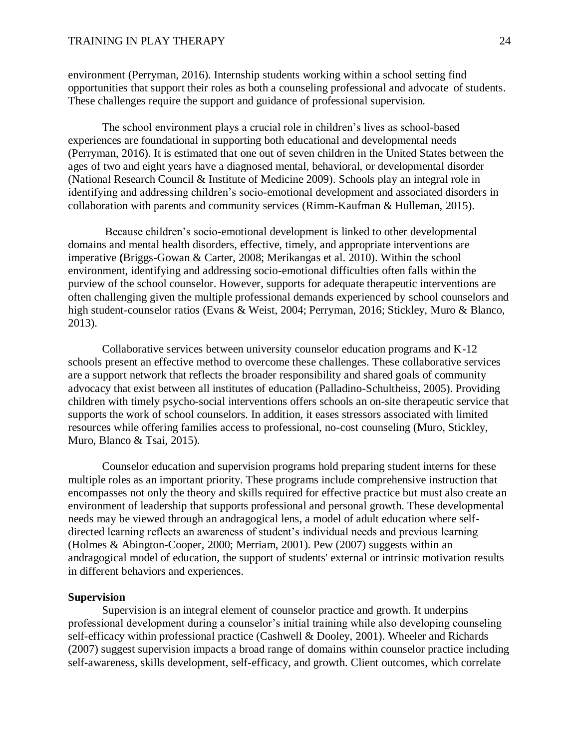environment (Perryman, 2016). Internship students working within a school setting find opportunities that support their roles as both a counseling professional and advocate of students. These challenges require the support and guidance of professional supervision.

The school environment plays a crucial role in children's lives as school-based experiences are foundational in supporting both educational and developmental needs (Perryman, 2016). It is estimated that one out of seven children in the United States between the ages of two and eight years have a diagnosed mental, behavioral, or developmental disorder (National Research Council & Institute of Medicine 2009). Schools play an integral role in identifying and addressing children's socio-emotional development and associated disorders in collaboration with parents and community services (Rimm-Kaufman & Hulleman, 2015).

Because children's socio-emotional development is linked to other developmental domains and mental health disorders, effective, timely, and appropriate interventions are imperative **(**Briggs-Gowan & Carter, 2008; Merikangas et al. 2010). Within the school environment, identifying and addressing socio-emotional difficulties often falls within the purview of the school counselor. However, supports for adequate therapeutic interventions are often challenging given the multiple professional demands experienced by school counselors and high student-counselor ratios (Evans & Weist, 2004; Perryman, 2016; Stickley, Muro & Blanco, 2013).

Collaborative services between university counselor education programs and K-12 schools present an effective method to overcome these challenges. These collaborative services are a support network that reflects the broader responsibility and shared goals of community advocacy that exist between all institutes of education (Palladino-Schultheiss, 2005). Providing children with timely psycho-social interventions offers schools an on-site therapeutic service that supports the work of school counselors. In addition, it eases stressors associated with limited resources while offering families access to professional, no-cost counseling (Muro, Stickley, Muro, Blanco & Tsai, 2015).

Counselor education and supervision programs hold preparing student interns for these multiple roles as an important priority. These programs include comprehensive instruction that encompasses not only the theory and skills required for effective practice but must also create an environment of leadership that supports professional and personal growth. These developmental needs may be viewed through an andragogical lens, a model of adult education where self-directed learning reflects an awareness of student's individual needs and previous learning (Holmes & Abington-Cooper, 2000; Merriam, 2001). Pew (2007) suggests within an andragogical model of education, the support of students' external or intrinsic motivation results in different behaviors and experiences.

**Supervision**

Supervision is an integral element of counselor practice and growth. It underpins professional development during a counselor's initial training while also developing counseling self-efficacy within professional practice (Cashwell & Dooley, 2001). Wheeler and Richards (2007) suggest supervision impacts a broad range of domains within counselor practice including self-awareness, skills development, self-efficacy, and growth. Client outcomes, which correlate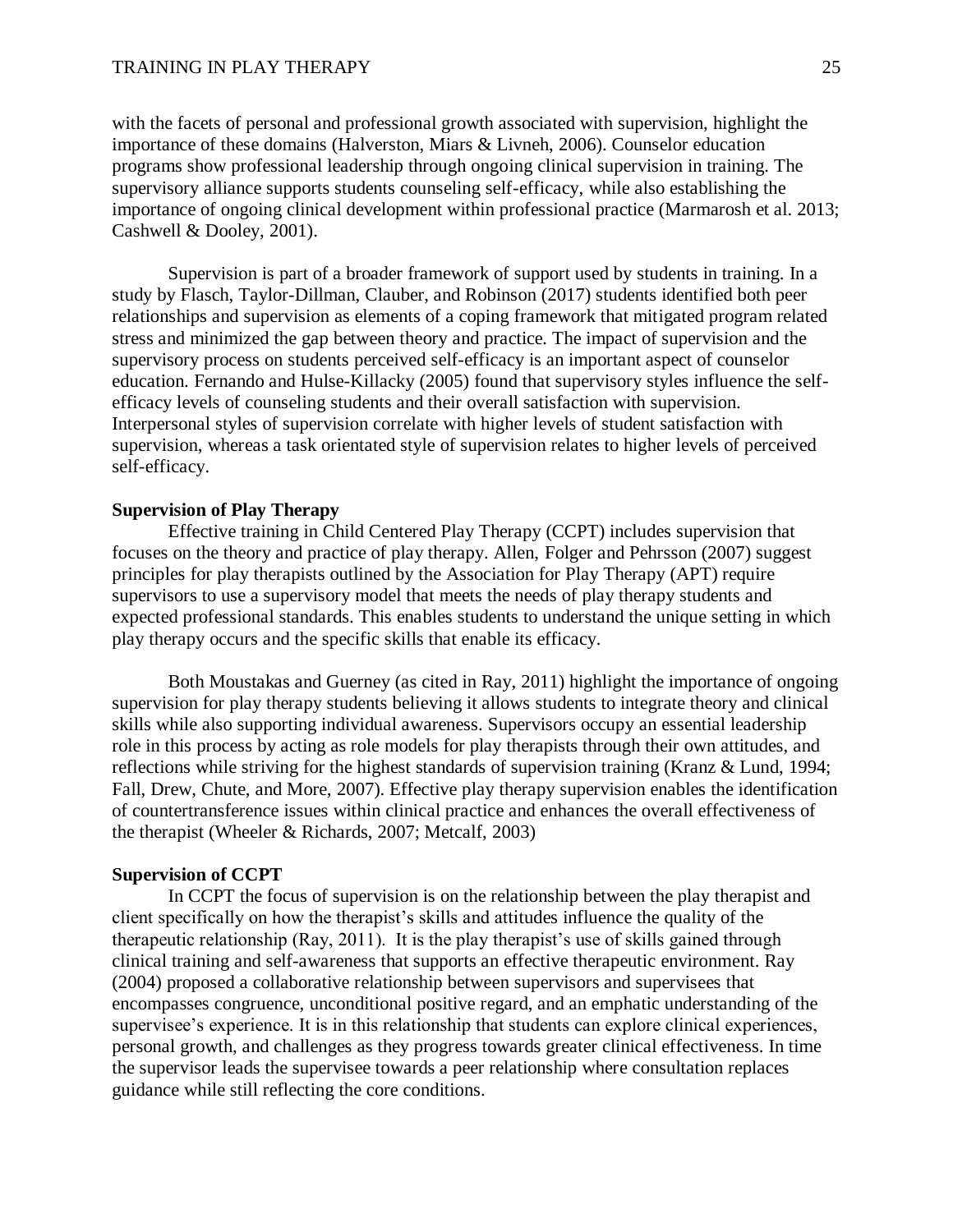with the facets of personal and professional growth associated with supervision, highlight the importance of these domains (Halverston, Miars & Livneh, 2006). Counselor education programs show professional leadership through ongoing clinical supervision in training. The supervisory alliance supports students counseling self-efficacy, while also establishing the importance of ongoing clinical development within professional practice (Marmarosh et al. 2013; Cashwell & Dooley, 2001).

Supervision is part of a broader framework of support used by students in training. In a study by Flasch, Taylor-Dillman, Clauber, and Robinson (2017) students identified both peer relationships and supervision as elements of a coping framework that mitigated program related stress and minimized the gap between theory and practice. The impact of supervision and the supervisory process on students perceived self-efficacy is an important aspect of counselor education. Fernando and Hulse-Killacky (2005) found that supervisory styles influence the self-efficacy levels of counseling students and their overall satisfaction with supervision. Interpersonal styles of supervision correlate with higher levels of student satisfaction with supervision, whereas a task orientated style of supervision relates to higher levels of perceived self-efficacy.

**Supervision of Play Therapy**

Effective training in Child Centered Play Therapy (CCPT) includes supervision that focuses on the theory and practice of play therapy. Allen, Folger and Pehrsson (2007) suggest principles for play therapists outlined by the Association for Play Therapy (APT) require supervisors to use a supervisory model that meets the needs of play therapy students and expected professional standards. This enables students to understand the unique setting in which play therapy occurs and the specific skills that enable its efficacy.

Both Moustakas and Guerney (as cited in Ray, 2011) highlight the importance of ongoing supervision for play therapy students believing it allows students to integrate theory and clinical skills while also supporting individual awareness. Supervisors occupy an essential leadership role in this process by acting as role models for play therapists through their own attitudes, and reflections while striving for the highest standards of supervision training (Kranz & Lund, 1994; Fall, Drew, Chute, and More, 2007). Effective play therapy supervision enables the identification of countertransference issues within clinical practice and enhances the overall effectiveness of the therapist (Wheeler & Richards, 2007; Metcalf, 2003)

**Supervision of CCPT**

In CCPT the focus of supervision is on the relationship between the play therapist and client specifically on how the therapist's skills and attitudes influence the quality of the therapeutic relationship (Ray, 2011). It is the play therapist's use of skills gained through clinical training and self-awareness that supports an effective therapeutic environment. Ray (2004) proposed a collaborative relationship between supervisors and supervisees that encompasses congruence, unconditional positive regard, and an emphatic understanding of the supervisee's experience. It is in this relationship that students can explore clinical experiences, personal growth, and challenges as they progress towards greater clinical effectiveness. In time the supervisor leads the supervisee towards a peer relationship where consultation replaces guidance while still reflecting the core conditions.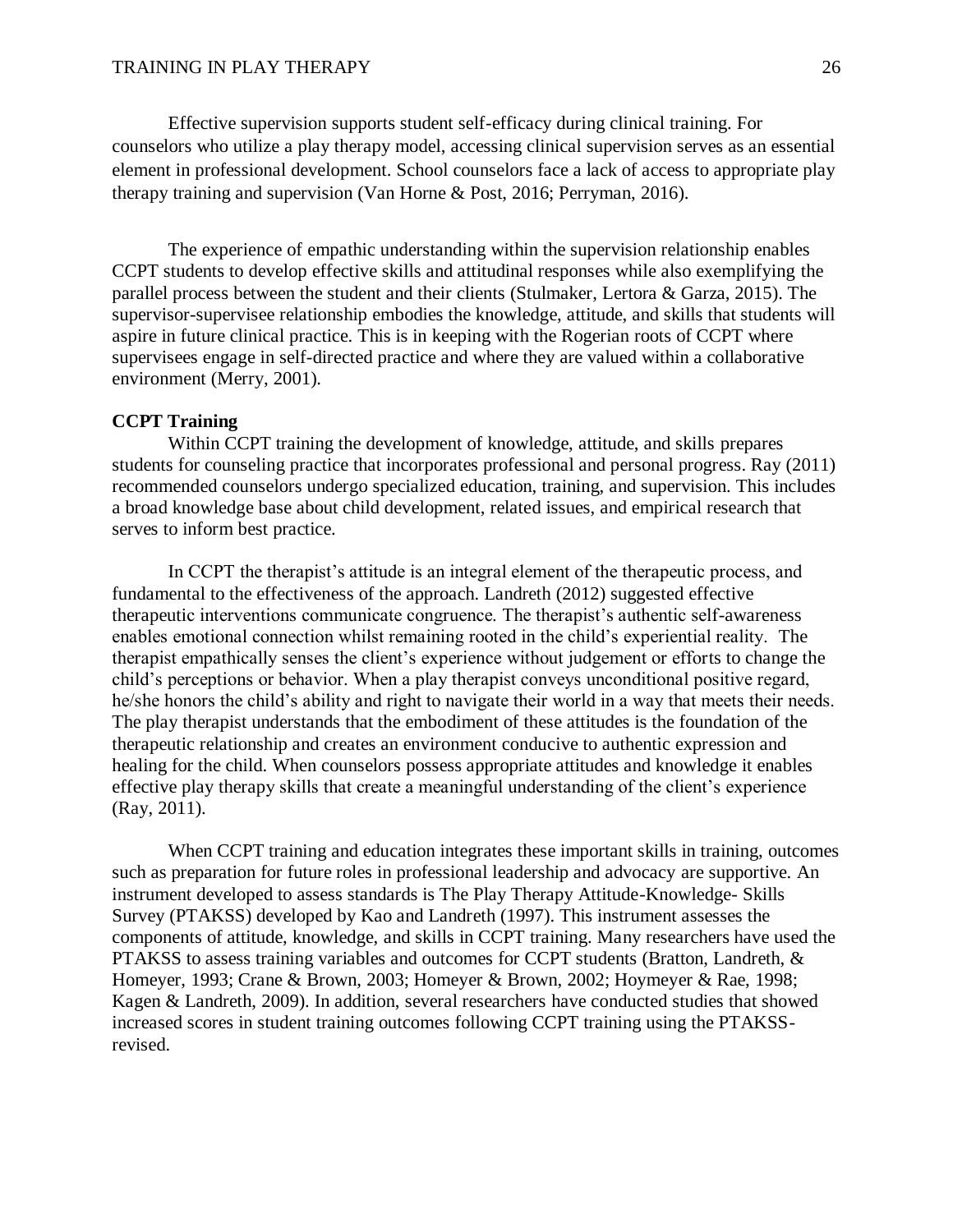Effective supervision supports student self-efficacy during clinical training. For counselors who utilize a play therapy model, accessing clinical supervision serves as an essential element in professional development. School counselors face a lack of access to appropriate play therapy training and supervision (Van Horne & Post, 2016; Perryman, 2016).

The experience of empathic understanding within the supervision relationship enables CCPT students to develop effective skills and attitudinal responses while also exemplifying the parallel process between the student and their clients (Stulmaker, Lertora & Garza, 2015). The supervisor-supervisee relationship embodies the knowledge, attitude, and skills that students will aspire in future clinical practice. This is in keeping with the Rogerian roots of CCPT where supervisees engage in self-directed practice and where they are valued within a collaborative environment (Merry, 2001).

**CCPT Training**

Within CCPT training the development of knowledge, attitude, and skills prepares students for counseling practice that incorporates professional and personal progress. Ray (2011) recommended counselors undergo specialized education, training, and supervision. This includes a broad knowledge base about child development, related issues, and empirical research that serves to inform best practice.

In CCPT the therapist's attitude is an integral element of the therapeutic process, and fundamental to the effectiveness of the approach. Landreth (2012) suggested effective therapeutic interventions communicate congruence. The therapist's authentic self-awareness enables emotional connection whilst remaining rooted in the child's experiential reality. The therapist empathically senses the client's experience without judgement or efforts to change the child's perceptions or behavior. When a play therapist conveys unconditional positive regard, he/she honors the child's ability and right to navigate their world in a way that meets their needs. The play therapist understands that the embodiment of these attitudes is the foundation of the therapeutic relationship and creates an environment conducive to authentic expression and healing for the child. When counselors possess appropriate attitudes and knowledge it enables effective play therapy skills that create a meaningful understanding of the client's experience (Ray, 2011).

When CCPT training and education integrates these important skills in training, outcomes such as preparation for future roles in professional leadership and advocacy are supportive. An instrument developed to assess standards is The Play Therapy Attitude-Knowledge- Skills Survey (PTAKSS) developed by Kao and Landreth (1997). This instrument assesses the components of attitude, knowledge, and skills in CCPT training. Many researchers have used the PTAKSS to assess training variables and outcomes for CCPT students (Bratton, Landreth, & Homeyer, 1993; Crane & Brown, 2003; Homeyer & Brown, 2002; Hoymeyer & Rae, 1998; Kagen & Landreth, 2009). In addition, several researchers have conducted studies that showed increased scores in student training outcomes following CCPT training using the PTAKSS-revised.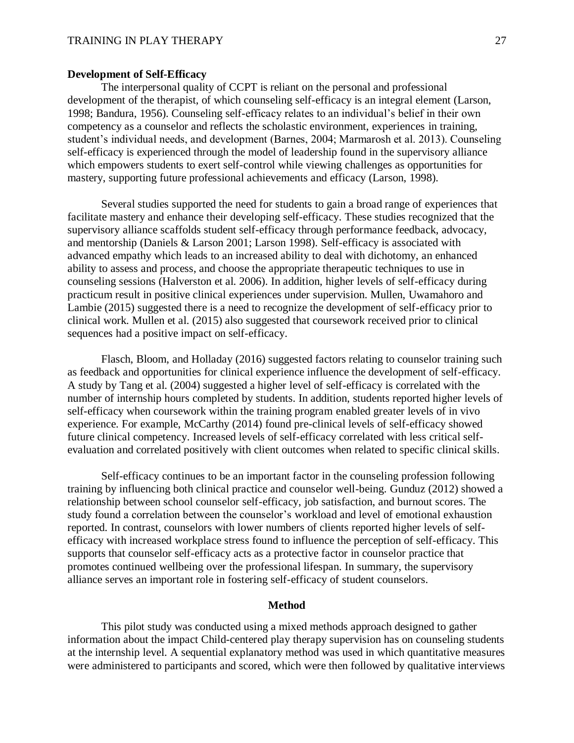**Development of Self-Efficacy**

The interpersonal quality of CCPT is reliant on the personal and professional development of the therapist, of which counseling self-efficacy is an integral element (Larson, 1998; Bandura, 1956). Counseling self-efficacy relates to an individual's belief in their own competency as a counselor and reflects the scholastic environment, experiences in training, student's individual needs, and development (Barnes, 2004; Marmarosh et al. 2013). Counseling self-efficacy is experienced through the model of leadership found in the supervisory alliance which empowers students to exert self-control while viewing challenges as opportunities for mastery, supporting future professional achievements and efficacy (Larson, 1998).

Several studies supported the need for students to gain a broad range of experiences that facilitate mastery and enhance their developing self-efficacy. These studies recognized that the supervisory alliance scaffolds student self-efficacy through performance feedback, advocacy, and mentorship (Daniels & Larson 2001; Larson 1998). Self-efficacy is associated with advanced empathy which leads to an increased ability to deal with dichotomy, an enhanced ability to assess and process, and choose the appropriate therapeutic techniques to use in counseling sessions (Halverston et al. 2006). In addition, higher levels of self-efficacy during practicum result in positive clinical experiences under supervision. Mullen, Uwamahoro and Lambie (2015) suggested there is a need to recognize the development of self-efficacy prior to clinical work. Mullen et al. (2015) also suggested that coursework received prior to clinical sequences had a positive impact on self-efficacy.

Flasch, Bloom, and Holladay (2016) suggested factors relating to counselor training such as feedback and opportunities for clinical experience influence the development of self-efficacy. A study by Tang et al. (2004) suggested a higher level of self-efficacy is correlated with the number of internship hours completed by students. In addition, students reported higher levels of self-efficacy when coursework within the training program enabled greater levels of in vivo experience. For example, McCarthy (2014) found pre-clinical levels of self-efficacy showed future clinical competency. Increased levels of self-efficacy correlated with less critical self-evaluation and correlated positively with client outcomes when related to specific clinical skills.

Self-efficacy continues to be an important factor in the counseling profession following training by influencing both clinical practice and counselor well-being. Gunduz (2012) showed a relationship between school counselor self-efficacy, job satisfaction, and burnout scores. The study found a correlation between the counselor's workload and level of emotional exhaustion reported. In contrast, counselors with lower numbers of clients reported higher levels of self-efficacy with increased workplace stress found to influence the perception of self-efficacy. This supports that counselor self-efficacy acts as a protective factor in counselor practice that promotes continued wellbeing over the professional lifespan. In summary, the supervisory alliance serves an important role in fostering self-efficacy of student counselors.

## Method

This pilot study was conducted using a mixed methods approach designed to gather information about the impact Child-centered play therapy supervision has on counseling students at the internship level. A sequential explanatory method was used in which quantitative measures were administered to participants and scored, which were then followed by qualitative interviews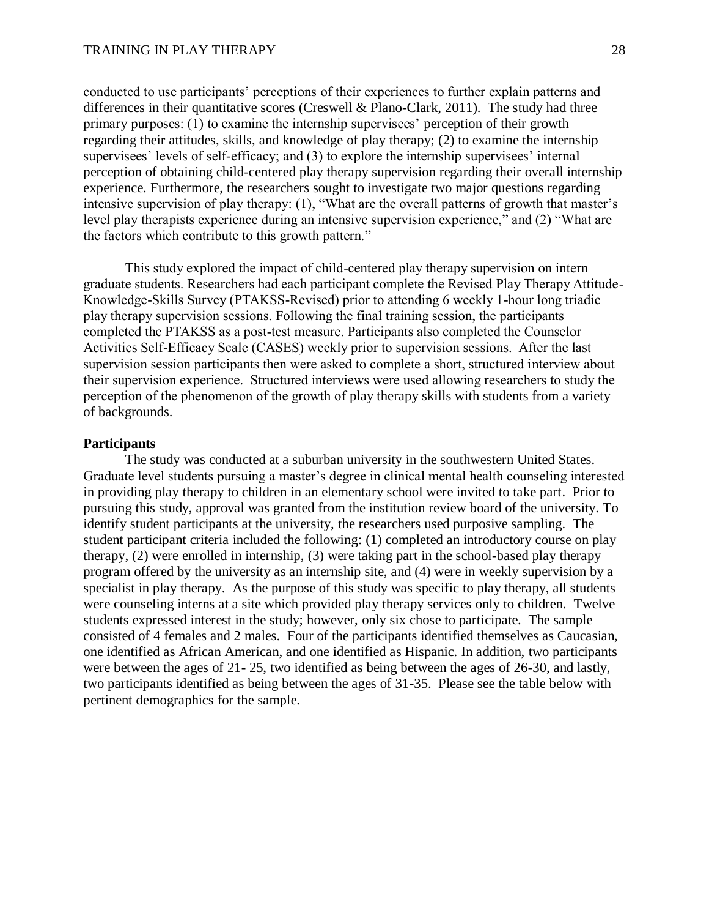conducted to use participants' perceptions of their experiences to further explain patterns and differences in their quantitative scores (Creswell & Plano-Clark, 2011). The study had three primary purposes: (1) to examine the internship supervisees' perception of their growth regarding their attitudes, skills, and knowledge of play therapy; (2) to examine the internship supervisees' levels of self-efficacy; and (3) to explore the internship supervisees' internal perception of obtaining child-centered play therapy supervision regarding their overall internship experience. Furthermore, the researchers sought to investigate two major questions regarding intensive supervision of play therapy: (1), "What are the overall patterns of growth that master's level play therapists experience during an intensive supervision experience," and (2) "What are the factors which contribute to this growth pattern."

This study explored the impact of child-centered play therapy supervision on intern graduate students. Researchers had each participant complete the Revised Play Therapy Attitude-Knowledge-Skills Survey (PTAKSS-Revised) prior to attending 6 weekly 1-hour long triadic play therapy supervision sessions. Following the final training session, the participants completed the PTAKSS as a post-test measure. Participants also completed the Counselor Activities Self-Efficacy Scale (CASES) weekly prior to supervision sessions. After the last supervision session participants then were asked to complete a short, structured interview about their supervision experience. Structured interviews were used allowing researchers to study the perception of the phenomenon of the growth of play therapy skills with students from a variety of backgrounds.

**Participants**

The study was conducted at a suburban university in the southwestern United States. Graduate level students pursuing a master's degree in clinical mental health counseling interested in providing play therapy to children in an elementary school were invited to take part. Prior to pursuing this study, approval was granted from the institution review board of the university. To identify student participants at the university, the researchers used purposive sampling. The student participant criteria included the following: (1) completed an introductory course on play therapy, (2) were enrolled in internship, (3) were taking part in the school-based play therapy program offered by the university as an internship site, and (4) were in weekly supervision by a specialist in play therapy. As the purpose of this study was specific to play therapy, all students were counseling interns at a site which provided play therapy services only to children. Twelve students expressed interest in the study; however, only six chose to participate. The sample consisted of 4 females and 2 males. Four of the participants identified themselves as Caucasian, one identified as African American, and one identified as Hispanic. In addition, two participants were between the ages of 21- 25, two identified as being between the ages of 26-30, and lastly, two participants identified as being between the ages of 31-35. Please see the table below with pertinent demographics for the sample.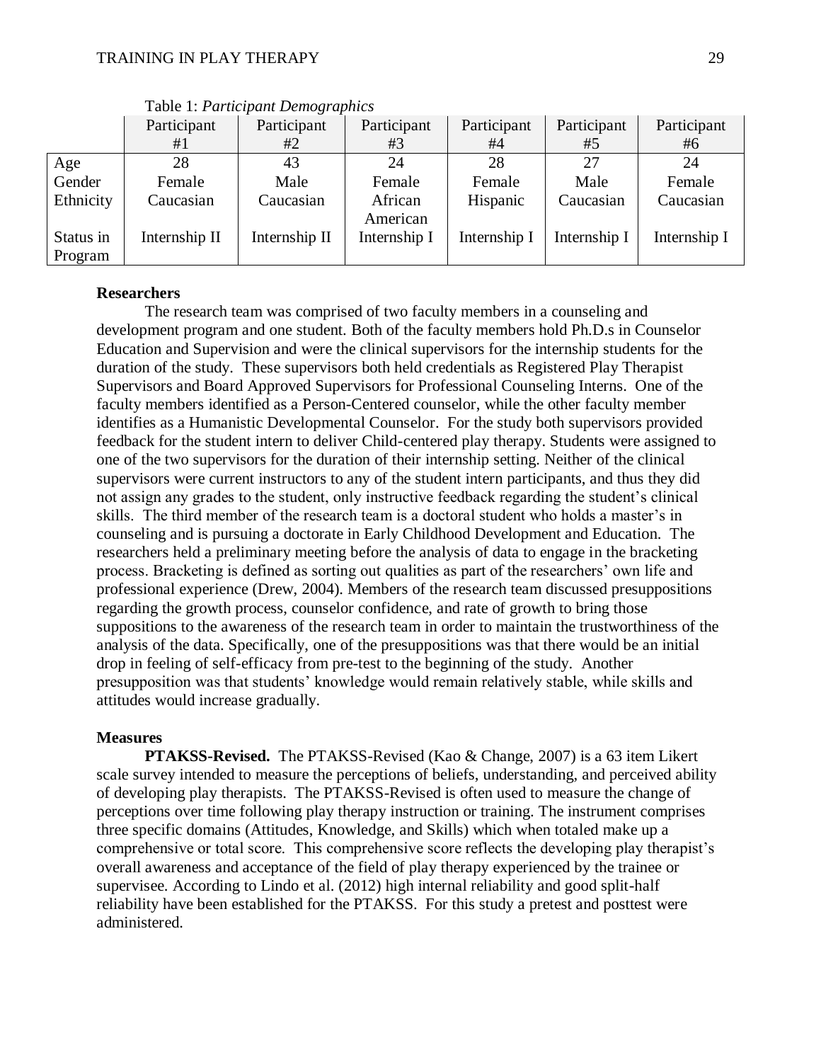Table 1: *Participant Demographics*

| | Participant #1 | Participant #2 | Participant #3 | Participant #4 | Participant #5 | Participant #6 |
|---|---|---|---|---|---|---|
| Age | 28 | 43 | 24 | 28 | 27 | 24 |
| Gender | Female | Male | Female | Female | Male | Female |
| Ethnicity | Caucasian | Caucasian | African American | Hispanic | Caucasian | Caucasian |
| Status in Program | Internship II | Internship II | Internship I | Internship I | Internship I | Internship I |

**Researchers**

The research team was comprised of two faculty members in a counseling and development program and one student. Both of the faculty members hold Ph.D.s in Counselor Education and Supervision and were the clinical supervisors for the internship students for the duration of the study. These supervisors both held credentials as Registered Play Therapist Supervisors and Board Approved Supervisors for Professional Counseling Interns. One of the faculty members identified as a Person-Centered counselor, while the other faculty member identifies as a Humanistic Developmental Counselor. For the study both supervisors provided feedback for the student intern to deliver Child-centered play therapy. Students were assigned to one of the two supervisors for the duration of their internship setting. Neither of the clinical supervisors were current instructors to any of the student intern participants, and thus they did not assign any grades to the student, only instructive feedback regarding the student's clinical skills. The third member of the research team is a doctoral student who holds a master's in counseling and is pursuing a doctorate in Early Childhood Development and Education. The researchers held a preliminary meeting before the analysis of data to engage in the bracketing process. Bracketing is defined as sorting out qualities as part of the researchers' own life and professional experience (Drew, 2004). Members of the research team discussed presuppositions regarding the growth process, counselor confidence, and rate of growth to bring those suppositions to the awareness of the research team in order to maintain the trustworthiness of the analysis of the data. Specifically, one of the presuppositions was that there would be an initial drop in feeling of self-efficacy from pre-test to the beginning of the study. Another presupposition was that students' knowledge would remain relatively stable, while skills and attitudes would increase gradually.

**Measures**

**PTAKSS-Revised.** The PTAKSS-Revised (Kao & Change, 2007) is a 63 item Likert scale survey intended to measure the perceptions of beliefs, understanding, and perceived ability of developing play therapists. The PTAKSS-Revised is often used to measure the change of perceptions over time following play therapy instruction or training. The instrument comprises three specific domains (Attitudes, Knowledge, and Skills) which when totaled make up a comprehensive or total score. This comprehensive score reflects the developing play therapist's overall awareness and acceptance of the field of play therapy experienced by the trainee or supervisee. According to Lindo et al. (2012) high internal reliability and good split-half reliability have been established for the PTAKSS. For this study a pretest and posttest were administered.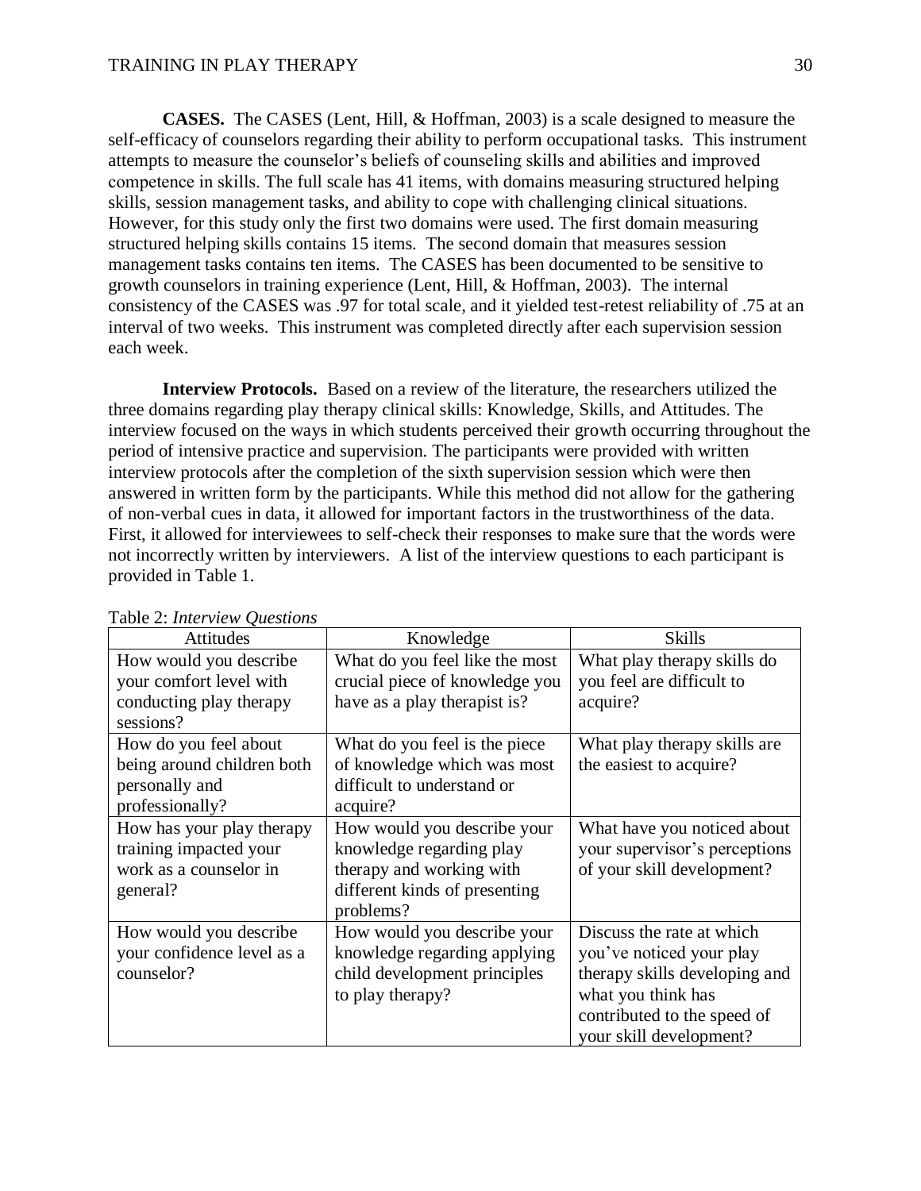**CASES.** The CASES (Lent, Hill, & Hoffman, 2003) is a scale designed to measure the self-efficacy of counselors regarding their ability to perform occupational tasks. This instrument attempts to measure the counselor's beliefs of counseling skills and abilities and improved competence in skills. The full scale has 41 items, with domains measuring structured helping skills, session management tasks, and ability to cope with challenging clinical situations. However, for this study only the first two domains were used. The first domain measuring structured helping skills contains 15 items. The second domain that measures session management tasks contains ten items. The CASES has been documented to be sensitive to growth counselors in training experience (Lent, Hill, & Hoffman, 2003). The internal consistency of the CASES was .97 for total scale, and it yielded test-retest reliability of .75 at an interval of two weeks. This instrument was completed directly after each supervision session each week.

**Interview Protocols.** Based on a review of the literature, the researchers utilized the three domains regarding play therapy clinical skills: Knowledge, Skills, and Attitudes. The interview focused on the ways in which students perceived their growth occurring throughout the period of intensive practice and supervision. The participants were provided with written interview protocols after the completion of the sixth supervision session which were then answered in written form by the participants. While this method did not allow for the gathering of non-verbal cues in data, it allowed for important factors in the trustworthiness of the data. First, it allowed for interviewees to self-check their responses to make sure that the words were not incorrectly written by interviewers. A list of the interview questions to each participant is provided in Table 1.

Table 2: *Interview Questions*

| Attitudes | Knowledge | Skills |
|---|---|---|
| How would you describe your comfort level with conducting play therapy sessions? | What do you feel like the most crucial piece of knowledge you have as a play therapist is? | What play therapy skills do you feel are difficult to acquire? |
| How do you feel about being around children both personally and professionally? | What do you feel is the piece of knowledge which was most difficult to understand or acquire? | What play therapy skills are the easiest to acquire? |
| How has your play therapy training impacted your work as a counselor in general? | How would you describe your knowledge regarding play therapy and working with different kinds of presenting problems? | What have you noticed about your supervisor's perceptions of your skill development? |
| How would you describe your confidence level as a counselor? | How would you describe your knowledge regarding applying child development principles to play therapy? | Discuss the rate at which you've noticed your play therapy skills developing and what you think has contributed to the speed of your skill development? |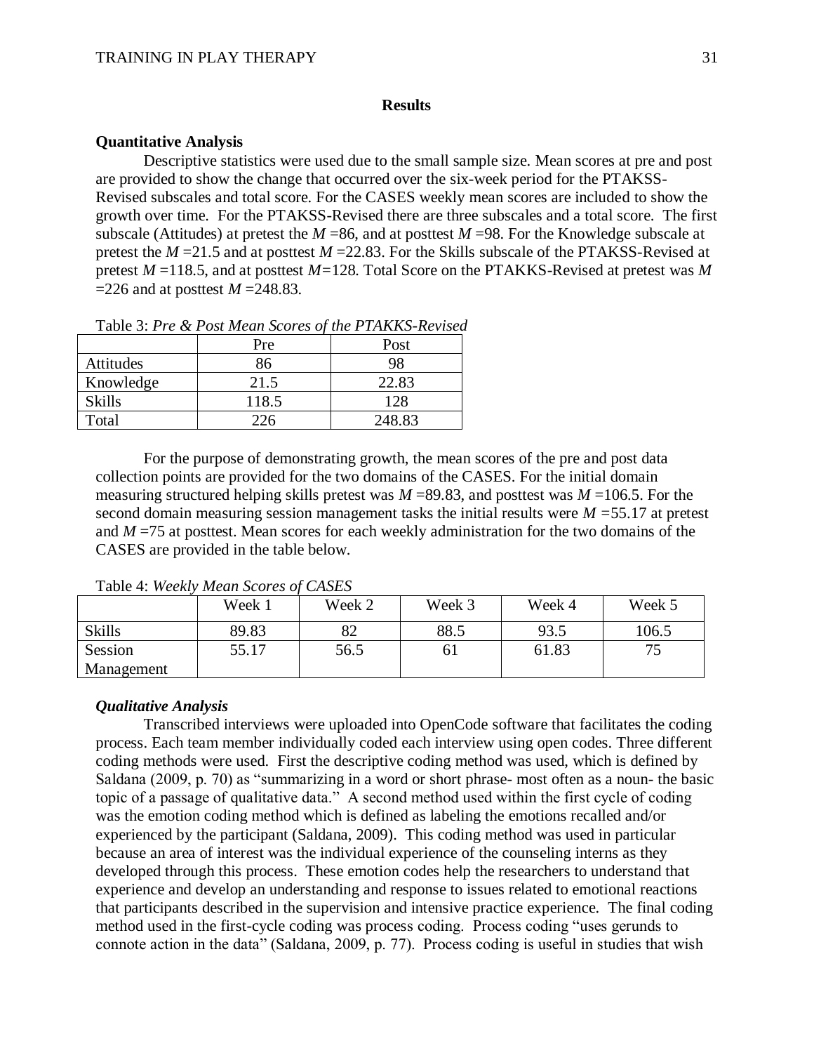## Results

### Quantitative Analysis

Descriptive statistics were used due to the small sample size. Mean scores at pre and post are provided to show the change that occurred over the six-week period for the PTAKSS-Revised subscales and total score. For the CASES weekly mean scores are included to show the growth over time. For the PTAKSS-Revised there are three subscales and a total score. The first subscale (Attitudes) at pretest the $M$ =86, and at posttest $M$ =98. For the Knowledge subscale at pretest the $M$ =21.5 and at posttest $M$ =22.83. For the Skills subscale of the PTAKSS-Revised at pretest $M$ =118.5, and at posttest $M$=128. Total Score on the PTAKKS-Revised at pretest was $M$ =226 and at posttest $M$ =248.83.

Table 3: *Pre & Post Mean Scores of the PTAKKS-Revised*

| | Pre | Post |
|---|---|---|
| Attitudes | 86 | 98 |
| Knowledge | 21.5 | 22.83 |
| Skills | 118.5 | 128 |
| Total | 226 | 248.83 |

For the purpose of demonstrating growth, the mean scores of the pre and post data collection points are provided for the two domains of the CASES. For the initial domain measuring structured helping skills pretest was $M$ =89.83, and posttest was $M$ =106.5. For the second domain measuring session management tasks the initial results were $M$ =55.17 at pretest and $M$ =75 at posttest. Mean scores for each weekly administration for the two domains of the CASES are provided in the table below.

Table 4: *Weekly Mean Scores of CASES*

| | Week 1 | Week 2 | Week 3 | Week 4 | Week 5 |
|---|---|---|---|---|---|
| Skills | 89.83 | 82 | 88.5 | 93.5 | 106.5 |
| Session Management | 55.17 | 56.5 | 61 | 61.83 | 75 |

### *Qualitative Analysis*

Transcribed interviews were uploaded into OpenCode software that facilitates the coding process. Each team member individually coded each interview using open codes. Three different coding methods were used. First the descriptive coding method was used, which is defined by Saldana (2009, p. 70) as "summarizing in a word or short phrase- most often as a noun- the basic topic of a passage of qualitative data." A second method used within the first cycle of coding was the emotion coding method which is defined as labeling the emotions recalled and/or experienced by the participant (Saldana, 2009). This coding method was used in particular because an area of interest was the individual experience of the counseling interns as they developed through this process. These emotion codes help the researchers to understand that experience and develop an understanding and response to issues related to emotional reactions that participants described in the supervision and intensive practice experience. The final coding method used in the first-cycle coding was process coding. Process coding "uses gerunds to connote action in the data" (Saldana, 2009, p. 77). Process coding is useful in studies that wish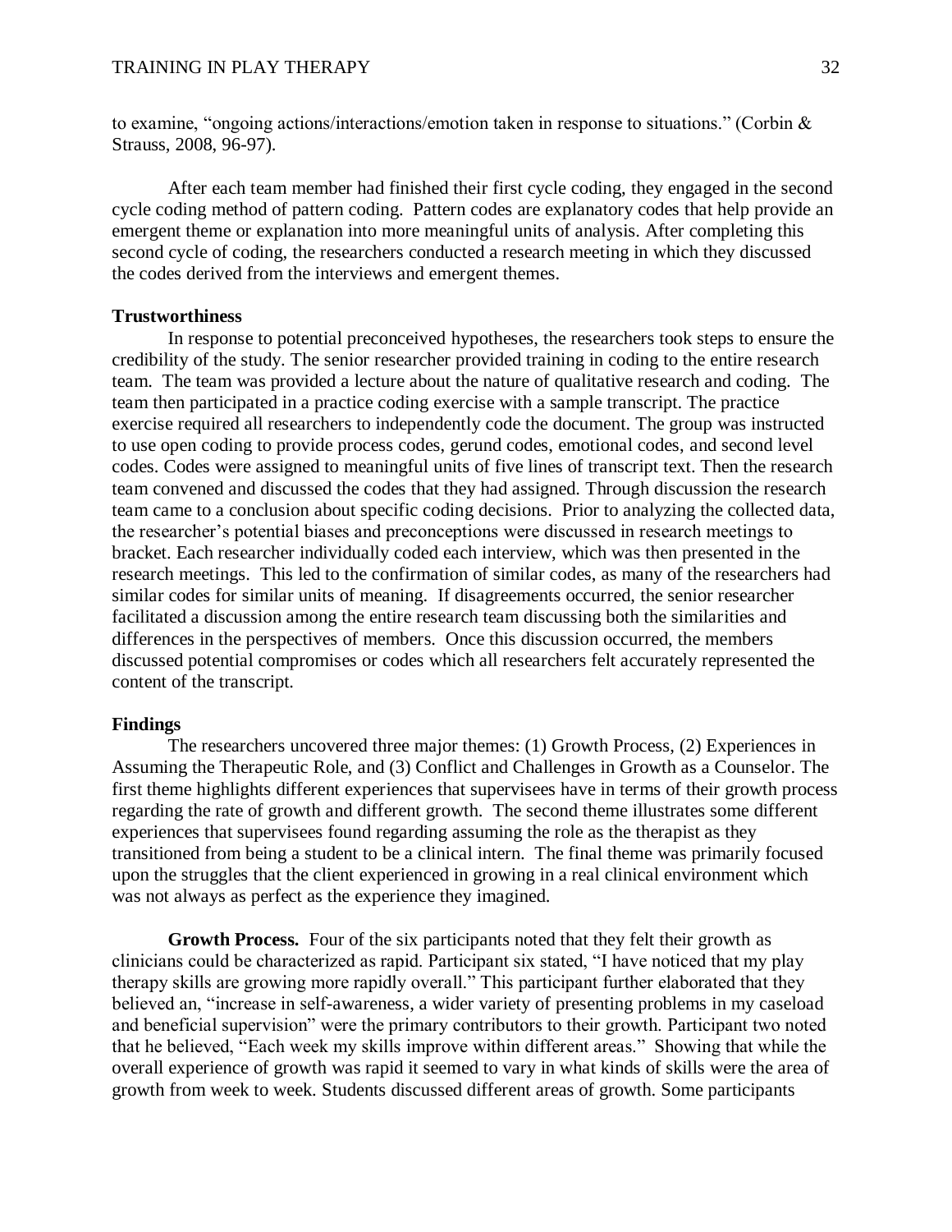to examine, "ongoing actions/interactions/emotion taken in response to situations." (Corbin & Strauss, 2008, 96-97).

After each team member had finished their first cycle coding, they engaged in the second cycle coding method of pattern coding. Pattern codes are explanatory codes that help provide an emergent theme or explanation into more meaningful units of analysis. After completing this second cycle of coding, the researchers conducted a research meeting in which they discussed the codes derived from the interviews and emergent themes.

### Trustworthiness

In response to potential preconceived hypotheses, the researchers took steps to ensure the credibility of the study. The senior researcher provided training in coding to the entire research team. The team was provided a lecture about the nature of qualitative research and coding. The team then participated in a practice coding exercise with a sample transcript. The practice exercise required all researchers to independently code the document. The group was instructed to use open coding to provide process codes, gerund codes, emotional codes, and second level codes. Codes were assigned to meaningful units of five lines of transcript text. Then the research team convened and discussed the codes that they had assigned. Through discussion the research team came to a conclusion about specific coding decisions. Prior to analyzing the collected data, the researcher's potential biases and preconceptions were discussed in research meetings to bracket. Each researcher individually coded each interview, which was then presented in the research meetings. This led to the confirmation of similar codes, as many of the researchers had similar codes for similar units of meaning. If disagreements occurred, the senior researcher facilitated a discussion among the entire research team discussing both the similarities and differences in the perspectives of members. Once this discussion occurred, the members discussed potential compromises or codes which all researchers felt accurately represented the content of the transcript.

### Findings

The researchers uncovered three major themes: (1) Growth Process, (2) Experiences in Assuming the Therapeutic Role, and (3) Conflict and Challenges in Growth as a Counselor. The first theme highlights different experiences that supervisees have in terms of their growth process regarding the rate of growth and different growth. The second theme illustrates some different experiences that supervisees found regarding assuming the role as the therapist as they transitioned from being a student to be a clinical intern. The final theme was primarily focused upon the struggles that the client experienced in growing in a real clinical environment which was not always as perfect as the experience they imagined.

**Growth Process.** Four of the six participants noted that they felt their growth as clinicians could be characterized as rapid. Participant six stated, "I have noticed that my play therapy skills are growing more rapidly overall." This participant further elaborated that they believed an, "increase in self-awareness, a wider variety of presenting problems in my caseload and beneficial supervision" were the primary contributors to their growth. Participant two noted that he believed, "Each week my skills improve within different areas." Showing that while the overall experience of growth was rapid it seemed to vary in what kinds of skills were the area of growth from week to week. Students discussed different areas of growth. Some participants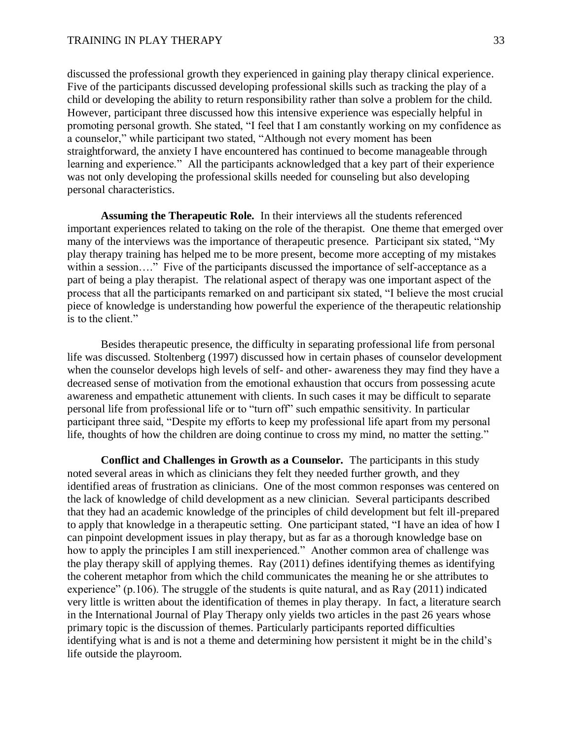discussed the professional growth they experienced in gaining play therapy clinical experience. Five of the participants discussed developing professional skills such as tracking the play of a child or developing the ability to return responsibility rather than solve a problem for the child. However, participant three discussed how this intensive experience was especially helpful in promoting personal growth. She stated, "I feel that I am constantly working on my confidence as a counselor," while participant two stated, "Although not every moment has been straightforward, the anxiety I have encountered has continued to become manageable through learning and experience." All the participants acknowledged that a key part of their experience was not only developing the professional skills needed for counseling but also developing personal characteristics.

**Assuming the Therapeutic Role.** In their interviews all the students referenced important experiences related to taking on the role of the therapist. One theme that emerged over many of the interviews was the importance of therapeutic presence. Participant six stated, "My play therapy training has helped me to be more present, become more accepting of my mistakes within a session…." Five of the participants discussed the importance of self-acceptance as a part of being a play therapist. The relational aspect of therapy was one important aspect of the process that all the participants remarked on and participant six stated, "I believe the most crucial piece of knowledge is understanding how powerful the experience of the therapeutic relationship is to the client."

Besides therapeutic presence, the difficulty in separating professional life from personal life was discussed. Stoltenberg (1997) discussed how in certain phases of counselor development when the counselor develops high levels of self- and other- awareness they may find they have a decreased sense of motivation from the emotional exhaustion that occurs from possessing acute awareness and empathetic attunement with clients. In such cases it may be difficult to separate personal life from professional life or to "turn off" such empathic sensitivity. In particular participant three said, "Despite my efforts to keep my professional life apart from my personal life, thoughts of how the children are doing continue to cross my mind, no matter the setting."

**Conflict and Challenges in Growth as a Counselor.** The participants in this study noted several areas in which as clinicians they felt they needed further growth, and they identified areas of frustration as clinicians. One of the most common responses was centered on the lack of knowledge of child development as a new clinician. Several participants described that they had an academic knowledge of the principles of child development but felt ill-prepared to apply that knowledge in a therapeutic setting. One participant stated, "I have an idea of how I can pinpoint development issues in play therapy, but as far as a thorough knowledge base on how to apply the principles I am still inexperienced." Another common area of challenge was the play therapy skill of applying themes. Ray (2011) defines identifying themes as identifying the coherent metaphor from which the child communicates the meaning he or she attributes to experience" (p.106). The struggle of the students is quite natural, and as Ray (2011) indicated very little is written about the identification of themes in play therapy. In fact, a literature search in the International Journal of Play Therapy only yields two articles in the past 26 years whose primary topic is the discussion of themes. Particularly participants reported difficulties identifying what is and is not a theme and determining how persistent it might be in the child's life outside the playroom.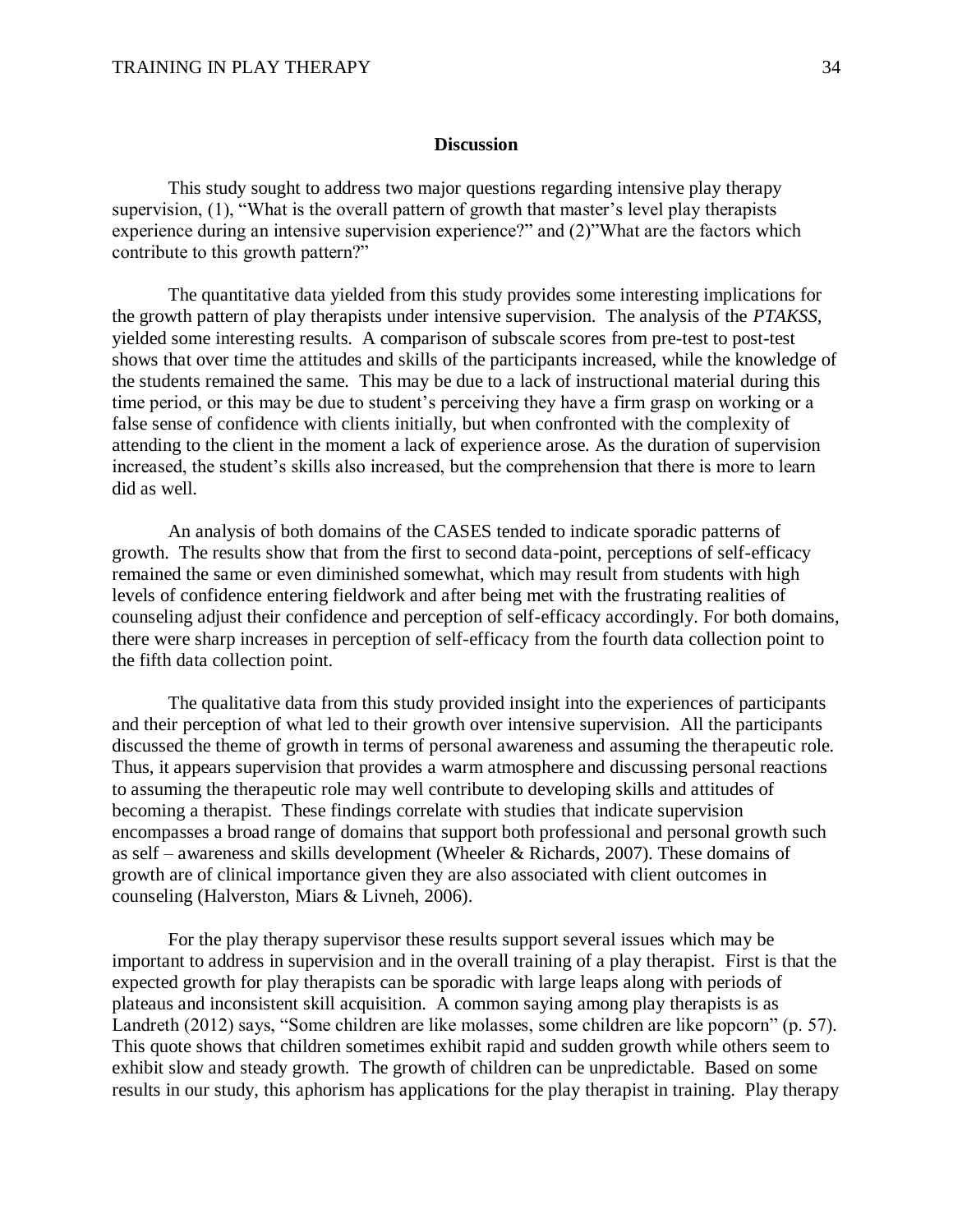## Discussion

This study sought to address two major questions regarding intensive play therapy supervision, (1), "What is the overall pattern of growth that master's level play therapists experience during an intensive supervision experience?" and (2)"What are the factors which contribute to this growth pattern?"

The quantitative data yielded from this study provides some interesting implications for the growth pattern of play therapists under intensive supervision. The analysis of the *PTAKSS*, yielded some interesting results. A comparison of subscale scores from pre-test to post-test shows that over time the attitudes and skills of the participants increased, while the knowledge of the students remained the same. This may be due to a lack of instructional material during this time period, or this may be due to student's perceiving they have a firm grasp on working or a false sense of confidence with clients initially, but when confronted with the complexity of attending to the client in the moment a lack of experience arose. As the duration of supervision increased, the student's skills also increased, but the comprehension that there is more to learn did as well.

An analysis of both domains of the CASES tended to indicate sporadic patterns of growth. The results show that from the first to second data-point, perceptions of self-efficacy remained the same or even diminished somewhat, which may result from students with high levels of confidence entering fieldwork and after being met with the frustrating realities of counseling adjust their confidence and perception of self-efficacy accordingly. For both domains, there were sharp increases in perception of self-efficacy from the fourth data collection point to the fifth data collection point.

The qualitative data from this study provided insight into the experiences of participants and their perception of what led to their growth over intensive supervision. All the participants discussed the theme of growth in terms of personal awareness and assuming the therapeutic role. Thus, it appears supervision that provides a warm atmosphere and discussing personal reactions to assuming the therapeutic role may well contribute to developing skills and attitudes of becoming a therapist. These findings correlate with studies that indicate supervision encompasses a broad range of domains that support both professional and personal growth such as self – awareness and skills development (Wheeler & Richards, 2007). These domains of growth are of clinical importance given they are also associated with client outcomes in counseling (Halverston, Miars & Livneh, 2006).

For the play therapy supervisor these results support several issues which may be important to address in supervision and in the overall training of a play therapist. First is that the expected growth for play therapists can be sporadic with large leaps along with periods of plateaus and inconsistent skill acquisition. A common saying among play therapists is as Landreth (2012) says, "Some children are like molasses, some children are like popcorn" (p. 57). This quote shows that children sometimes exhibit rapid and sudden growth while others seem to exhibit slow and steady growth. The growth of children can be unpredictable. Based on some results in our study, this aphorism has applications for the play therapist in training. Play therapy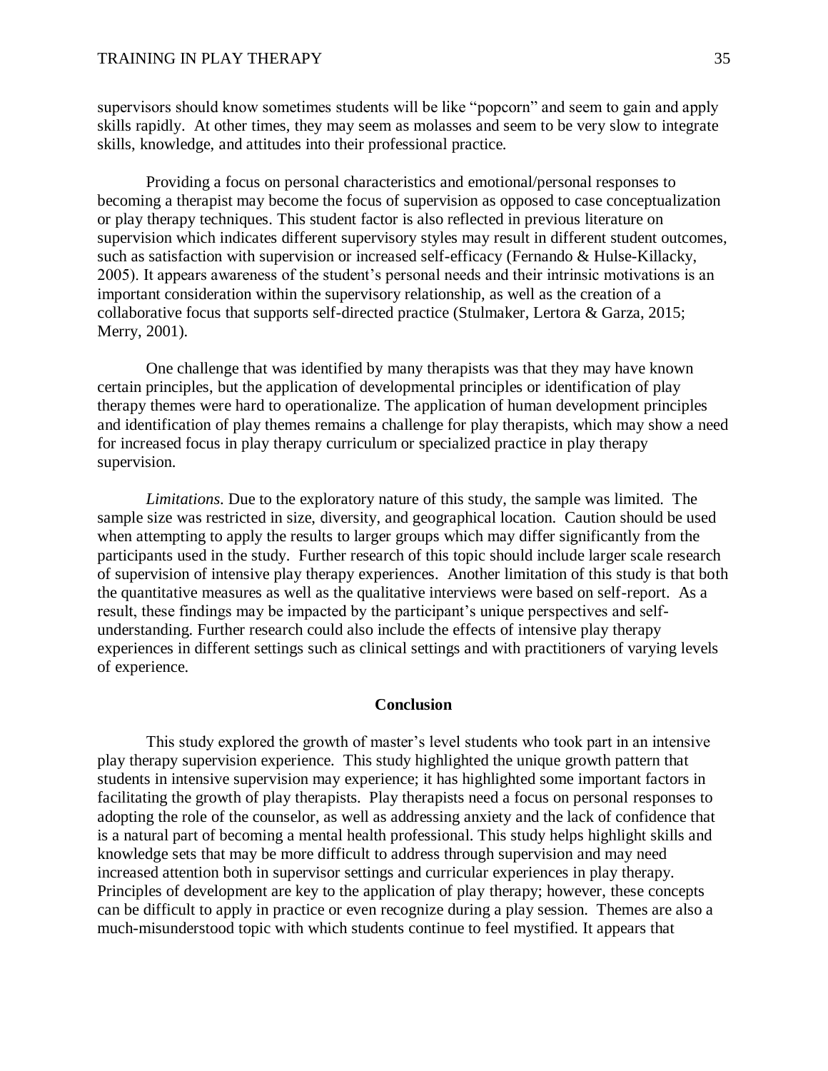supervisors should know sometimes students will be like "popcorn" and seem to gain and apply skills rapidly. At other times, they may seem as molasses and seem to be very slow to integrate skills, knowledge, and attitudes into their professional practice.

Providing a focus on personal characteristics and emotional/personal responses to becoming a therapist may become the focus of supervision as opposed to case conceptualization or play therapy techniques. This student factor is also reflected in previous literature on supervision which indicates different supervisory styles may result in different student outcomes, such as satisfaction with supervision or increased self-efficacy (Fernando & Hulse-Killacky, 2005). It appears awareness of the student's personal needs and their intrinsic motivations is an important consideration within the supervisory relationship, as well as the creation of a collaborative focus that supports self-directed practice (Stulmaker, Lertora & Garza, 2015; Merry, 2001).

One challenge that was identified by many therapists was that they may have known certain principles, but the application of developmental principles or identification of play therapy themes were hard to operationalize. The application of human development principles and identification of play themes remains a challenge for play therapists, which may show a need for increased focus in play therapy curriculum or specialized practice in play therapy supervision.

*Limitations*. Due to the exploratory nature of this study, the sample was limited. The sample size was restricted in size, diversity, and geographical location. Caution should be used when attempting to apply the results to larger groups which may differ significantly from the participants used in the study. Further research of this topic should include larger scale research of supervision of intensive play therapy experiences. Another limitation of this study is that both the quantitative measures as well as the qualitative interviews were based on self-report. As a result, these findings may be impacted by the participant's unique perspectives and self-understanding. Further research could also include the effects of intensive play therapy experiences in different settings such as clinical settings and with practitioners of varying levels of experience.

## Conclusion

This study explored the growth of master's level students who took part in an intensive play therapy supervision experience. This study highlighted the unique growth pattern that students in intensive supervision may experience; it has highlighted some important factors in facilitating the growth of play therapists. Play therapists need a focus on personal responses to adopting the role of the counselor, as well as addressing anxiety and the lack of confidence that is a natural part of becoming a mental health professional. This study helps highlight skills and knowledge sets that may be more difficult to address through supervision and may need increased attention both in supervisor settings and curricular experiences in play therapy. Principles of development are key to the application of play therapy; however, these concepts can be difficult to apply in practice or even recognize during a play session. Themes are also a much-misunderstood topic with which students continue to feel mystified. It appears that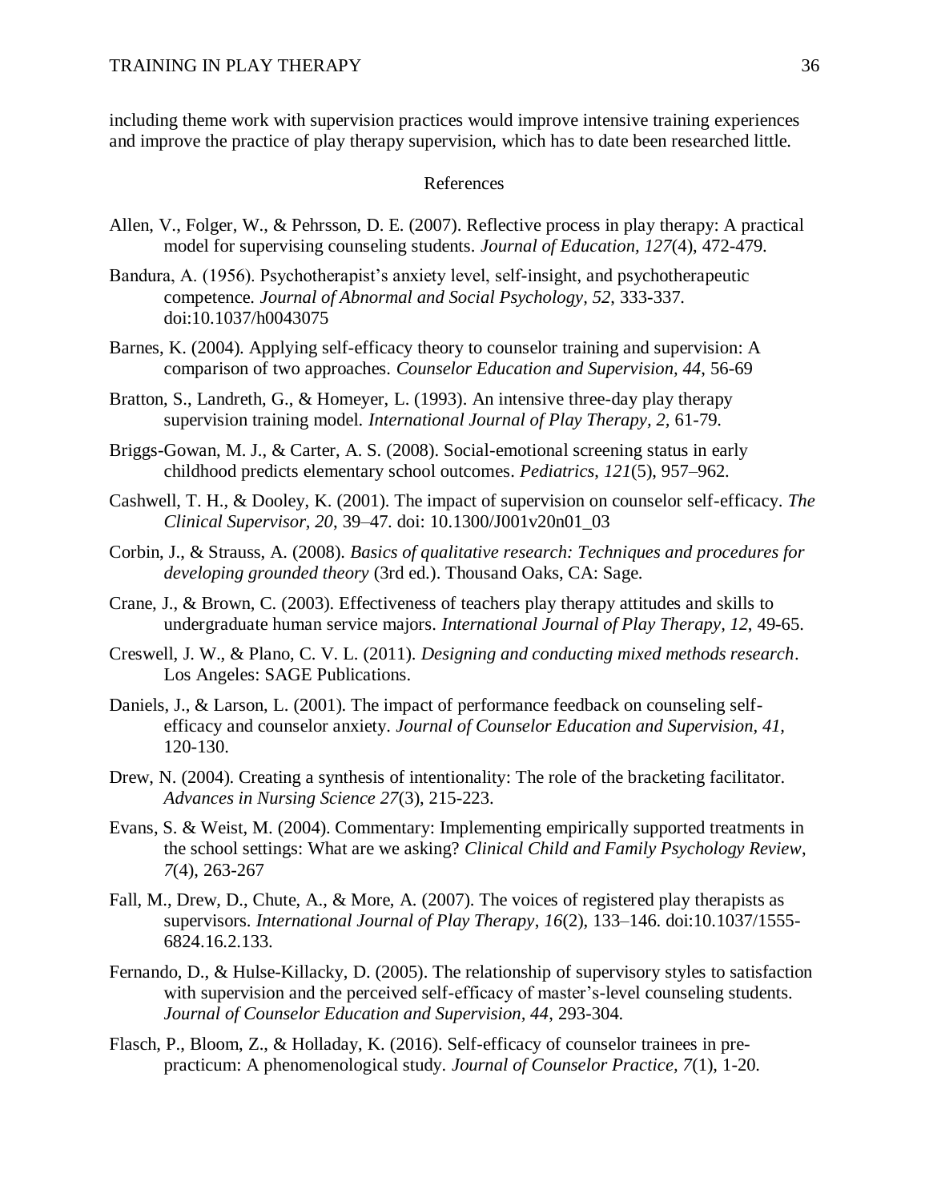including theme work with supervision practices would improve intensive training experiences and improve the practice of play therapy supervision, which has to date been researched little.

## References

Allen, V., Folger, W., & Pehrsson, D. E. (2007). Reflective process in play therapy: A practical model for supervising counseling students. *Journal of Education, 127*(4), 472-479.

Bandura, A. (1956). Psychotherapist's anxiety level, self-insight, and psychotherapeutic competence. *Journal of Abnormal and Social Psychology, 52,* 333-337. doi:10.1037/h0043075

Barnes, K. (2004). Applying self-efficacy theory to counselor training and supervision: A comparison of two approaches. *Counselor Education and Supervision, 44*, 56-69

Bratton, S., Landreth, G., & Homeyer, L. (1993). An intensive three-day play therapy supervision training model. *International Journal of Play Therapy, 2,* 61-79.

Briggs-Gowan, M. J., & Carter, A. S. (2008). Social-emotional screening status in early childhood predicts elementary school outcomes. *Pediatrics, 121*(5), 957–962.

Cashwell, T. H., & Dooley, K. (2001). The impact of supervision on counselor self-efficacy. *The Clinical Supervisor, 20*, 39–47. doi: 10.1300/J001v20n01_03

Corbin, J., & Strauss, A. (2008). *Basics of qualitative research: Techniques and procedures for developing grounded theory* (3rd ed.). Thousand Oaks, CA: Sage.

Crane, J., & Brown, C. (2003). Effectiveness of teachers play therapy attitudes and skills to undergraduate human service majors. *International Journal of Play Therapy, 12*, 49-65.

Creswell, J. W., & Plano, C. V. L. (2011). *Designing and conducting mixed methods research*. Los Angeles: SAGE Publications.

Daniels, J., & Larson, L. (2001). The impact of performance feedback on counseling self-efficacy and counselor anxiety. *Journal of Counselor Education and Supervision, 41,* 120-130.

Drew, N. (2004). Creating a synthesis of intentionality: The role of the bracketing facilitator. *Advances in Nursing Science 27*(3), 215-223.

Evans, S. & Weist, M. (2004). Commentary: Implementing empirically supported treatments in the school settings: What are we asking? *Clinical Child and Family Psychology Review*, *7*(4), 263-267

Fall, M., Drew, D., Chute, A., & More, A. (2007). The voices of registered play therapists as supervisors. *International Journal of Play Therapy, 16*(2), 133–146. doi:10.1037/1555-6824.16.2.133.

Fernando, D., & Hulse-Killacky, D. (2005). The relationship of supervisory styles to satisfaction with supervision and the perceived self-efficacy of master's-level counseling students. *Journal of Counselor Education and Supervision, 44*, 293-304.

Flasch, P., Bloom, Z., & Holladay, K. (2016). Self-efficacy of counselor trainees in pre-practicum: A phenomenological study. *Journal of Counselor Practice, 7*(1), 1-20.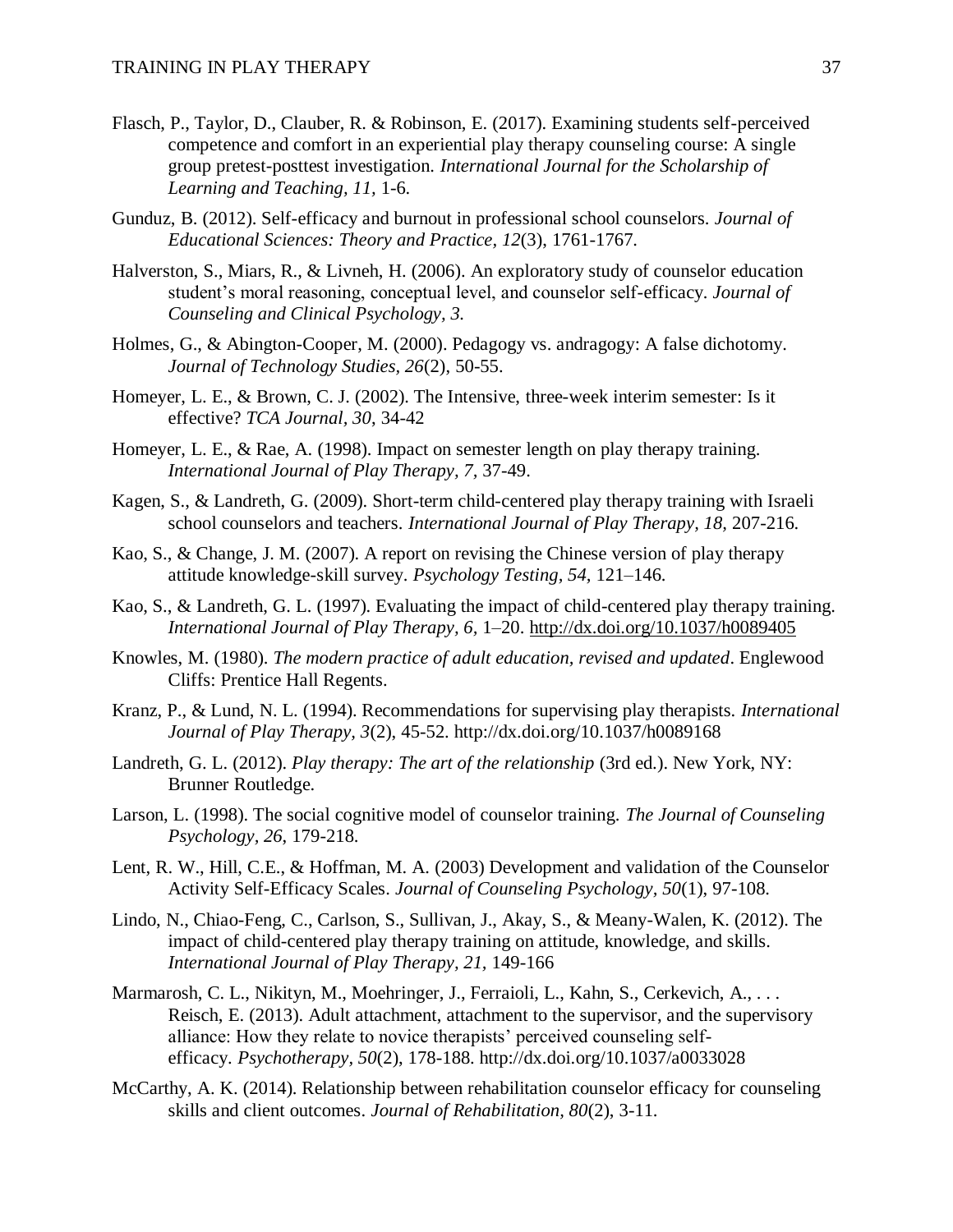Flasch, P., Taylor, D., Clauber, R. & Robinson, E. (2017). Examining students self-perceived competence and comfort in an experiential play therapy counseling course: A single group pretest-posttest investigation. *International Journal for the Scholarship of Learning and Teaching, 11,* 1-6.

Gunduz, B. (2012). Self-efficacy and burnout in professional school counselors. *Journal of Educational Sciences: Theory and Practice, 12*(3), 1761-1767.

Halverston, S., Miars, R., & Livneh, H. (2006). An exploratory study of counselor education student's moral reasoning, conceptual level, and counselor self-efficacy. *Journal of Counseling and Clinical Psychology, 3.*

Holmes, G., & Abington-Cooper, M. (2000). Pedagogy vs. andragogy: A false dichotomy. *Journal of Technology Studies, 26*(2), 50-55.

Homeyer, L. E., & Brown, C. J. (2002). The Intensive, three-week interim semester: Is it effective? *TCA Journal, 30*, 34-42

Homeyer, L. E., & Rae, A. (1998). Impact on semester length on play therapy training. *International Journal of Play Therapy, 7,* 37-49.

Kagen, S., & Landreth, G. (2009). Short-term child-centered play therapy training with Israeli school counselors and teachers. *International Journal of Play Therapy, 18,* 207-216.

Kao, S., & Change, J. M. (2007). A report on revising the Chinese version of play therapy attitude knowledge-skill survey. *Psychology Testing, 54,* 121–146.

Kao, S., & Landreth, G. L. (1997). Evaluating the impact of child-centered play therapy training. *International Journal of Play Therapy, 6,* 1–20. http://dx.doi.org/10.1037/h0089405

Knowles, M. (1980). *The modern practice of adult education, revised and updated*. Englewood Cliffs: Prentice Hall Regents.

Kranz, P., & Lund, N. L. (1994). Recommendations for supervising play therapists. *International Journal of Play Therapy, 3*(2), 45-52. http://dx.doi.org/10.1037/h0089168

Landreth, G. L. (2012). *Play therapy: The art of the relationship* (3rd ed.). New York, NY: Brunner Routledge.

Larson, L. (1998). The social cognitive model of counselor training. *The Journal of Counseling Psychology, 26*, 179-218.

Lent, R. W., Hill, C.E., & Hoffman, M. A. (2003) Development and validation of the Counselor Activity Self-Efficacy Scales. *Journal of Counseling Psychology, 50*(1), 97-108.

Lindo, N., Chiao-Feng, C., Carlson, S., Sullivan, J., Akay, S., & Meany-Walen, K. (2012). The impact of child-centered play therapy training on attitude, knowledge, and skills. *International Journal of Play Therapy, 21,* 149-166

Marmarosh, C. L., Nikityn, M., Moehringer, J., Ferraioli, L., Kahn, S., Cerkevich, A., . . . Reisch, E. (2013). Adult attachment, attachment to the supervisor, and the supervisory alliance: How they relate to novice therapists' perceived counseling self-efficacy. *Psychotherapy, 50*(2), 178-188. http://dx.doi.org/10.1037/a0033028

McCarthy, A. K. (2014). Relationship between rehabilitation counselor efficacy for counseling skills and client outcomes. *Journal of Rehabilitation, 80*(2), 3-11.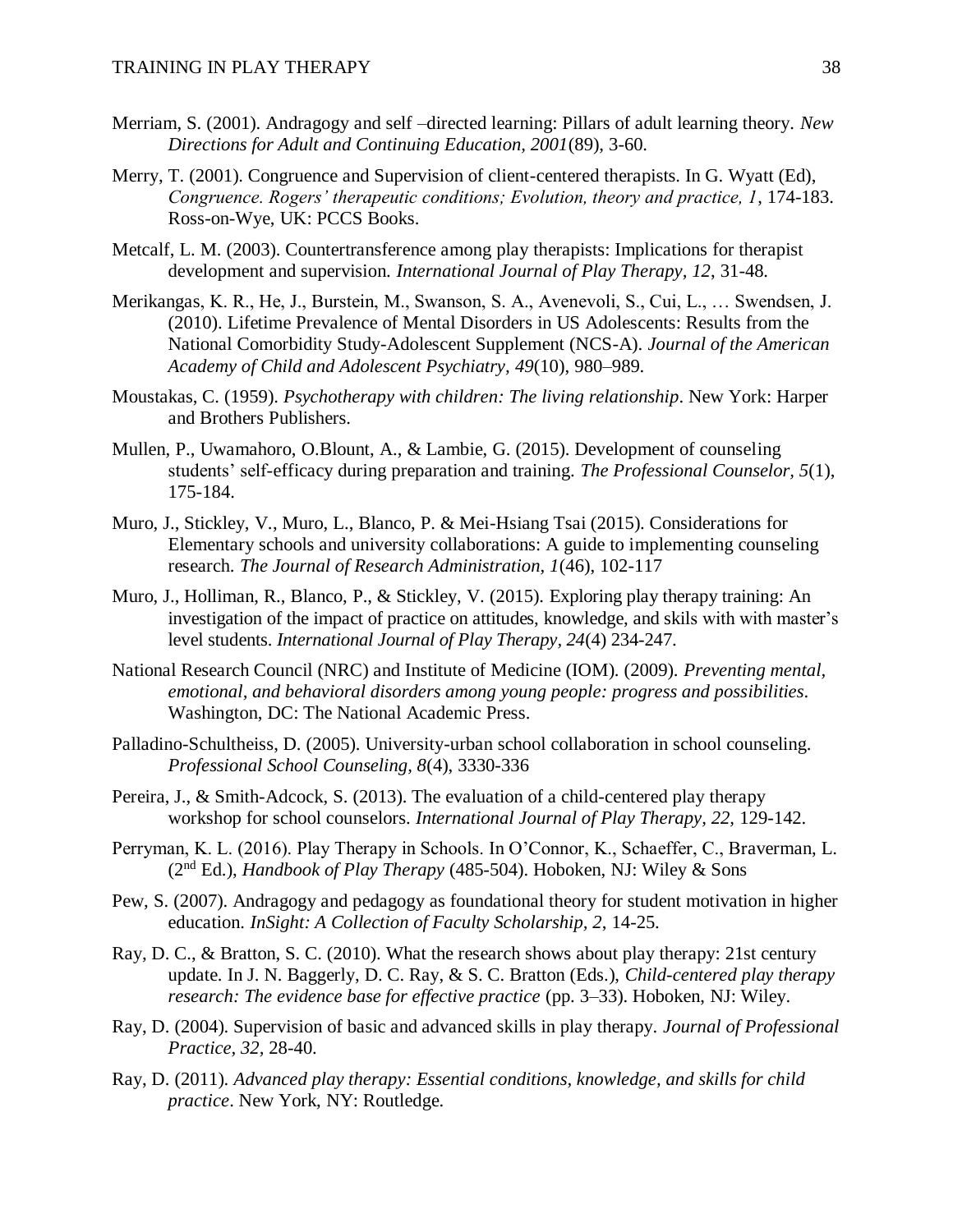Merriam, S. (2001). Andragogy and self –directed learning: Pillars of adult learning theory. *New Directions for Adult and Continuing Education, 2001*(89), 3-60.

Merry, T. (2001). Congruence and Supervision of client-centered therapists. In G. Wyatt (Ed), *Congruence. Rogers' therapeutic conditions; Evolution, theory and practice, 1*, 174-183. Ross-on-Wye, UK: PCCS Books.

Metcalf, L. M. (2003). Countertransference among play therapists: Implications for therapist development and supervision. *International Journal of Play Therapy, 12*, 31-48.

Merikangas, K. R., He, J., Burstein, M., Swanson, S. A., Avenevoli, S., Cui, L., … Swendsen, J. (2010). Lifetime Prevalence of Mental Disorders in US Adolescents: Results from the National Comorbidity Study-Adolescent Supplement (NCS-A). *Journal of the American Academy of Child and Adolescent Psychiatry, 49*(10), 980–989.

Moustakas, C. (1959). *Psychotherapy with children: The living relationship*. New York: Harper and Brothers Publishers.

Mullen, P., Uwamahoro, O.Blount, A., & Lambie, G. (2015). Development of counseling students' self-efficacy during preparation and training. *The Professional Counselor, 5*(1), 175-184.

Muro, J., Stickley, V., Muro, L., Blanco, P. & Mei-Hsiang Tsai (2015). Considerations for Elementary schools and university collaborations: A guide to implementing counseling research. *The Journal of Research Administration, 1*(46), 102-117

Muro, J., Holliman, R., Blanco, P., & Stickley, V. (2015). Exploring play therapy training: An investigation of the impact of practice on attitudes, knowledge, and skils with with master's level students. *International Journal of Play Therapy, 24*(4) 234-247.

National Research Council (NRC) and Institute of Medicine (IOM). (2009). *Preventing mental, emotional, and behavioral disorders among young people: progress and possibilities*. Washington, DC: The National Academic Press.

Palladino-Schultheiss, D. (2005). University-urban school collaboration in school counseling. *Professional School Counseling, 8*(4), 3330-336

Pereira, J., & Smith-Adcock, S. (2013). The evaluation of a child-centered play therapy workshop for school counselors. *International Journal of Play Therapy, 22*, 129-142.

Perryman, K. L. (2016). Play Therapy in Schools. In O'Connor, K., Schaeffer, C., Braverman, L. (2nd Ed.), *Handbook of Play Therapy* (485-504). Hoboken, NJ: Wiley & Sons

Pew, S. (2007). Andragogy and pedagogy as foundational theory for student motivation in higher education. *InSight: A Collection of Faculty Scholarship, 2*, 14-25.

Ray, D. C., & Bratton, S. C. (2010). What the research shows about play therapy: 21st century update. In J. N. Baggerly, D. C. Ray, & S. C. Bratton (Eds.), *Child-centered play therapy research: The evidence base for effective practice* (pp. 3–33). Hoboken, NJ: Wiley.

Ray, D. (2004). Supervision of basic and advanced skills in play therapy. *Journal of Professional Practice, 32*, 28-40.

Ray, D. (2011). *Advanced play therapy: Essential conditions, knowledge, and skills for child practice*. New York, NY: Routledge.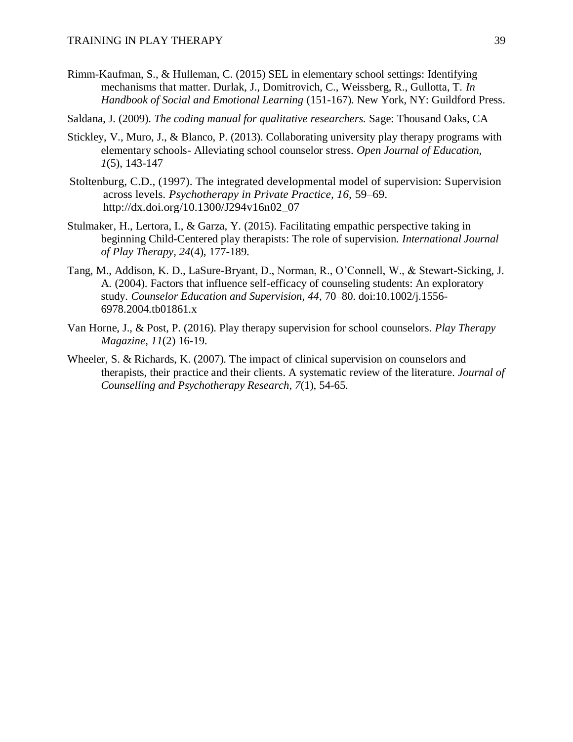Rimm-Kaufman, S., & Hulleman, C. (2015) SEL in elementary school settings: Identifying mechanisms that matter. Durlak, J., Domitrovich, C., Weissberg, R., Gullotta, T. *In Handbook of Social and Emotional Learning* (151-167). New York, NY: Guildford Press.

Saldana, J. (2009). *The coding manual for qualitative researchers.* Sage: Thousand Oaks, CA

Stickley, V., Muro, J., & Blanco, P. (2013). Collaborating university play therapy programs with elementary schools- Alleviating school counselor stress. *Open Journal of Education, 1*(5), 143-147

Stoltenburg, C.D., (1997). The integrated developmental model of supervision: Supervision across levels. *Psychotherapy in Private Practice, 16,* 59–69. http://dx.doi.org/10.1300/J294v16n02_07

Stulmaker, H., Lertora, I., & Garza, Y. (2015). Facilitating empathic perspective taking in beginning Child-Centered play therapists: The role of supervision. *International Journal of Play Therapy, 24*(4), 177-189.

Tang, M., Addison, K. D., LaSure-Bryant, D., Norman, R., O'Connell, W., & Stewart-Sicking, J. A. (2004). Factors that influence self-efficacy of counseling students: An exploratory study. *Counselor Education and Supervision, 44*, 70–80. doi:10.1002/j.1556-6978.2004.tb01861.x

Van Horne, J., & Post, P. (2016). Play therapy supervision for school counselors. *Play Therapy Magazine*, *11*(2) 16-19.

Wheeler, S. & Richards, K. (2007). The impact of clinical supervision on counselors and therapists, their practice and their clients. A systematic review of the literature. *Journal of Counselling and Psychotherapy Research*, *7*(1), 54-65.